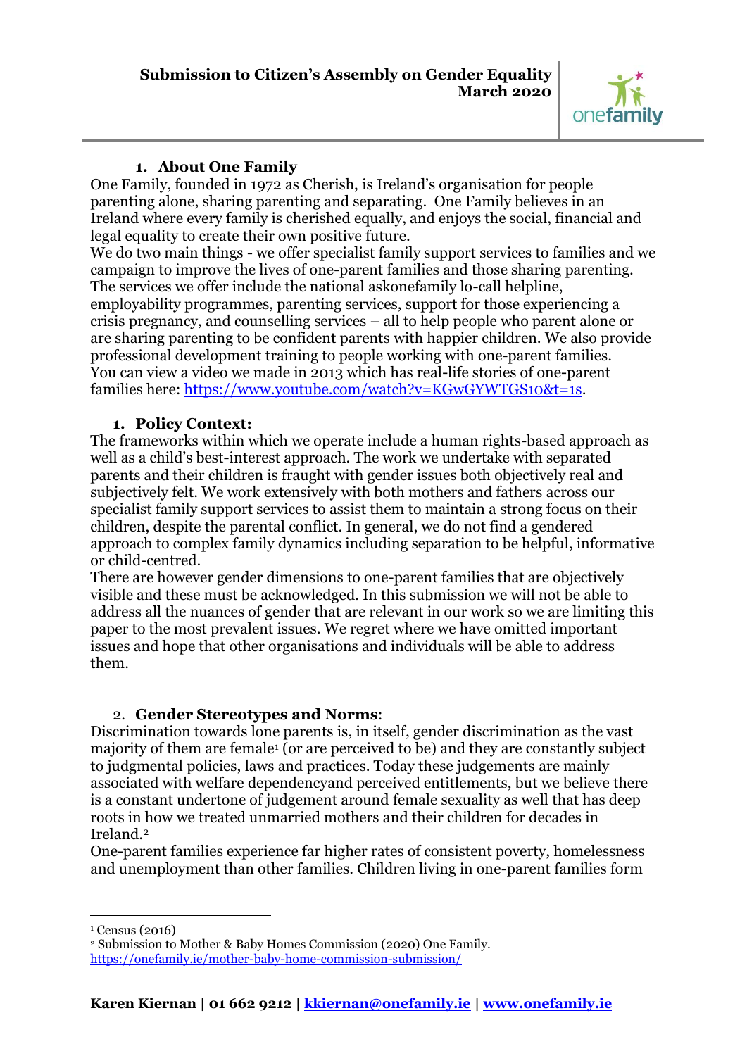**Submission to Citizen's Assembly on Gender Equality**
**March 2020**

## 1. About One Family

One Family, founded in 1972 as Cherish, is Ireland's organisation for people parenting alone, sharing parenting and separating. One Family believes in an Ireland where every family is cherished equally, and enjoys the social, financial and legal equality to create their own positive future.

We do two main things - we offer specialist family support services to families and we campaign to improve the lives of one-parent families and those sharing parenting. The services we offer include the national askonefamily lo-call helpline, employability programmes, parenting services, support for those experiencing a crisis pregnancy, and counselling services – all to help people who parent alone or are sharing parenting to be confident parents with happier children. We also provide professional development training to people working with one-parent families. You can view a video we made in 2013 which has real-life stories of one-parent families here: https://www.youtube.com/watch?v=KGwGYWTGS10&t=1s.

## 1. Policy Context:

The frameworks within which we operate include a human rights-based approach as well as a child's best-interest approach. The work we undertake with separated parents and their children is fraught with gender issues both objectively real and subjectively felt. We work extensively with both mothers and fathers across our specialist family support services to assist them to maintain a strong focus on their children, despite the parental conflict. In general, we do not find a gendered approach to complex family dynamics including separation to be helpful, informative or child-centred.

There are however gender dimensions to one-parent families that are objectively visible and these must be acknowledged. In this submission we will not be able to address all the nuances of gender that are relevant in our work so we are limiting this paper to the most prevalent issues. We regret where we have omitted important issues and hope that other organisations and individuals will be able to address them.

## 2. Gender Stereotypes and Norms:

Discrimination towards lone parents is, in itself, gender discrimination as the vast majority of them are female[1] (or are perceived to be) and they are constantly subject to judgmental policies, laws and practices. Today these judgements are mainly associated with welfare dependencyand perceived entitlements, but we believe there is a constant undertone of judgement around female sexuality as well that has deep roots in how we treated unmarried mothers and their children for decades in Ireland.[2]

One-parent families experience far higher rates of consistent poverty, homelessness and unemployment than other families. Children living in one-parent families form

---

[1] Census (2016)

[2] Submission to Mother & Baby Homes Commission (2020) One Family. https://onefamily.ie/mother-baby-home-commission-submission/

**Karen Kiernan | 01 662 9212 | kkiernan@onefamily.ie | www.onefamily.ie**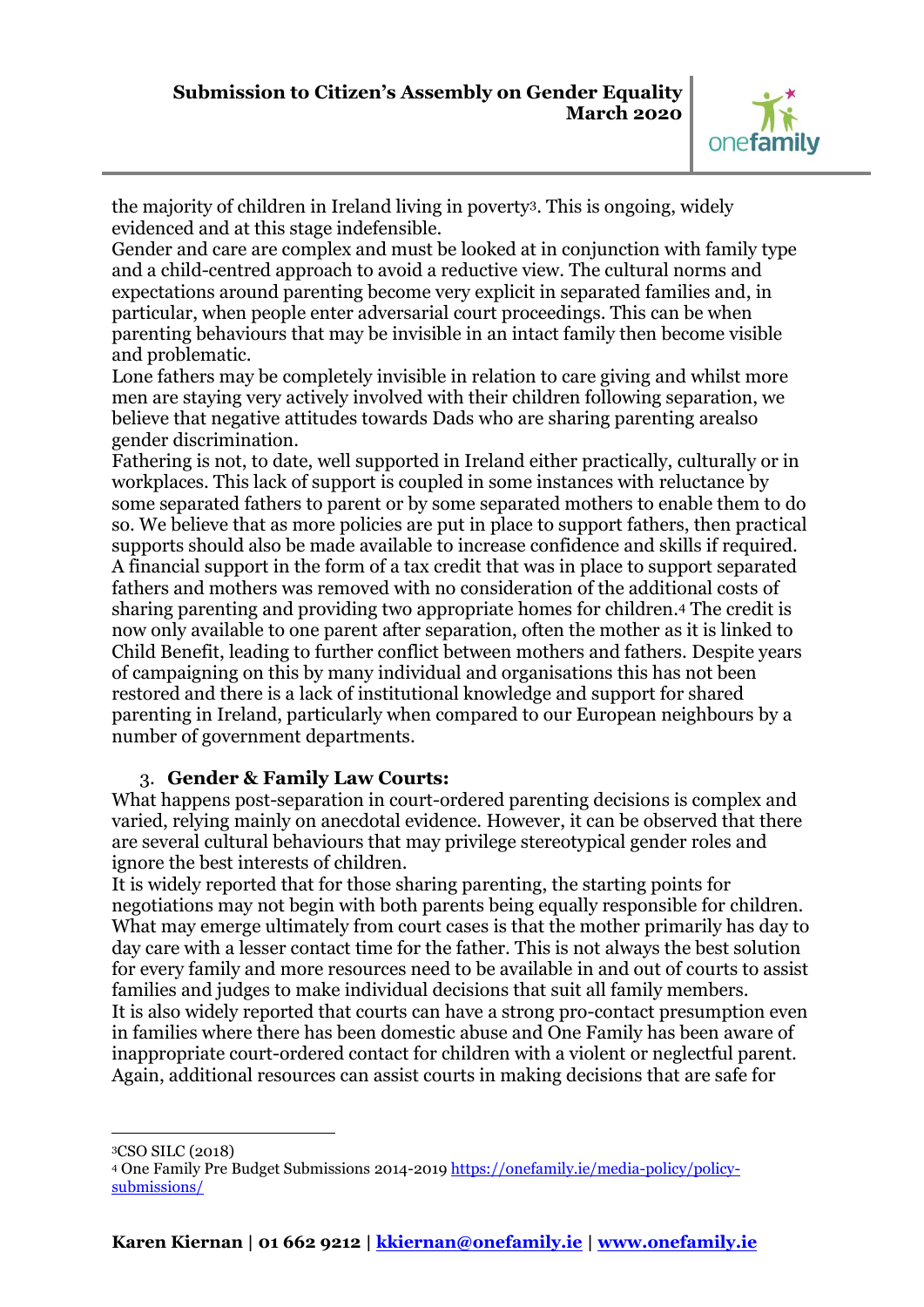the majority of children in Ireland living in poverty[3]. This is ongoing, widely evidenced and at this stage indefensible.

Gender and care are complex and must be looked at in conjunction with family type and a child-centred approach to avoid a reductive view. The cultural norms and expectations around parenting become very explicit in separated families and, in particular, when people enter adversarial court proceedings. This can be when parenting behaviours that may be invisible in an intact family then become visible and problematic.

Lone fathers may be completely invisible in relation to care giving and whilst more men are staying very actively involved with their children following separation, we believe that negative attitudes towards Dads who are sharing parenting arealso gender discrimination.

Fathering is not, to date, well supported in Ireland either practically, culturally or in workplaces. This lack of support is coupled in some instances with reluctance by some separated fathers to parent or by some separated mothers to enable them to do so. We believe that as more policies are put in place to support fathers, then practical supports should also be made available to increase confidence and skills if required. A financial support in the form of a tax credit that was in place to support separated fathers and mothers was removed with no consideration of the additional costs of sharing parenting and providing two appropriate homes for children.[4] The credit is now only available to one parent after separation, often the mother as it is linked to Child Benefit, leading to further conflict between mothers and fathers. Despite years of campaigning on this by many individual and organisations this has not been restored and there is a lack of institutional knowledge and support for shared parenting in Ireland, particularly when compared to our European neighbours by a number of government departments.

3. **Gender & Family Law Courts:**

What happens post-separation in court-ordered parenting decisions is complex and varied, relying mainly on anecdotal evidence. However, it can be observed that there are several cultural behaviours that may privilege stereotypical gender roles and ignore the best interests of children.

It is widely reported that for those sharing parenting, the starting points for negotiations may not begin with both parents being equally responsible for children. What may emerge ultimately from court cases is that the mother primarily has day to day care with a lesser contact time for the father. This is not always the best solution for every family and more resources need to be available in and out of courts to assist families and judges to make individual decisions that suit all family members.

It is also widely reported that courts can have a strong pro-contact presumption even in families where there has been domestic abuse and One Family has been aware of inappropriate court-ordered contact for children with a violent or neglectful parent. Again, additional resources can assist courts in making decisions that are safe for

---

[3] CSO SILC (2018)

[4] One Family Pre Budget Submissions 2014-2019 https://onefamily.ie/media-policy/policy-submissions/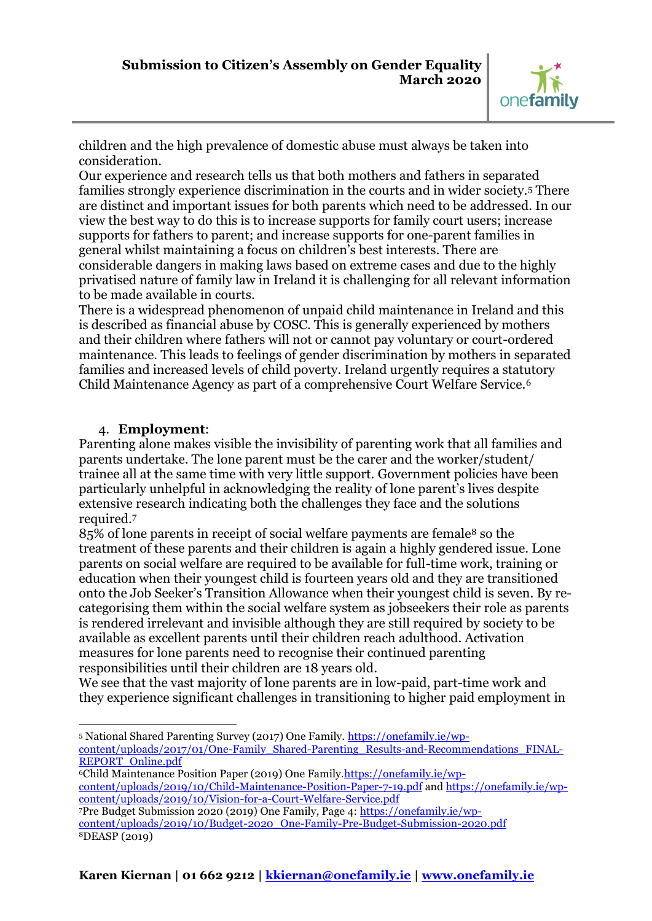children and the high prevalence of domestic abuse must always be taken into consideration.

Our experience and research tells us that both mothers and fathers in separated families strongly experience discrimination in the courts and in wider society.[5] There are distinct and important issues for both parents which need to be addressed. In our view the best way to do this is to increase supports for family court users; increase supports for fathers to parent; and increase supports for one-parent families in general whilst maintaining a focus on children's best interests. There are considerable dangers in making laws based on extreme cases and due to the highly privatised nature of family law in Ireland it is challenging for all relevant information to be made available in courts.

There is a widespread phenomenon of unpaid child maintenance in Ireland and this is described as financial abuse by COSC. This is generally experienced by mothers and their children where fathers will not or cannot pay voluntary or court-ordered maintenance. This leads to feelings of gender discrimination by mothers in separated families and increased levels of child poverty. Ireland urgently requires a statutory Child Maintenance Agency as part of a comprehensive Court Welfare Service.[6]

4. **Employment**:

Parenting alone makes visible the invisibility of parenting work that all families and parents undertake. The lone parent must be the carer and the worker/student/ trainee all at the same time with very little support. Government policies have been particularly unhelpful in acknowledging the reality of lone parent's lives despite extensive research indicating both the challenges they face and the solutions required.[7]

85% of lone parents in receipt of social welfare payments are female[8] so the treatment of these parents and their children is again a highly gendered issue. Lone parents on social welfare are required to be available for full-time work, training or education when their youngest child is fourteen years old and they are transitioned onto the Job Seeker's Transition Allowance when their youngest child is seven. By re-categorising them within the social welfare system as jobseekers their role as parents is rendered irrelevant and invisible although they are still required by society to be available as excellent parents until their children reach adulthood. Activation measures for lone parents need to recognise their continued parenting responsibilities until their children are 18 years old.

We see that the vast majority of lone parents are in low-paid, part-time work and they experience significant challenges in transitioning to higher paid employment in

---

[5] National Shared Parenting Survey (2017) One Family. https://onefamily.ie/wp-content/uploads/2017/01/One-Family_Shared-Parenting_Results-and-Recommendations_FINAL-REPORT_Online.pdf

[6] Child Maintenance Position Paper (2019) One Family. https://onefamily.ie/wp-content/uploads/2019/10/Child-Maintenance-Position-Paper-7-19.pdf and https://onefamily.ie/wp-content/uploads/2019/10/Vision-for-a-Court-Welfare-Service.pdf

[7] Pre Budget Submission 2020 (2019) One Family, Page 4: https://onefamily.ie/wp-content/uploads/2019/10/Budget-2020_One-Family-Pre-Budget-Submission-2020.pdf

[8] DEASP (2019)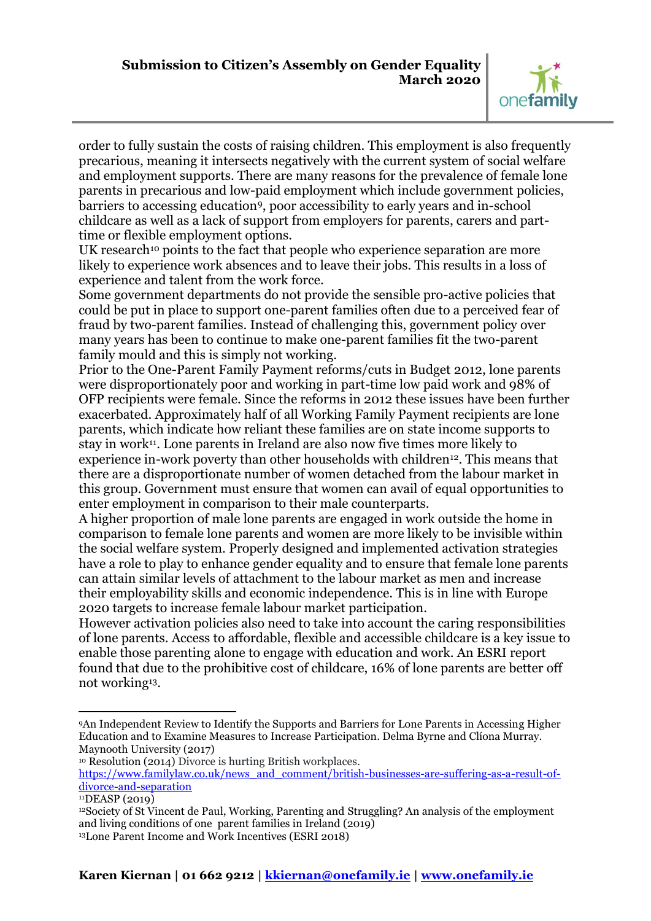order to fully sustain the costs of raising children. This employment is also frequently precarious, meaning it intersects negatively with the current system of social welfare and employment supports. There are many reasons for the prevalence of female lone parents in precarious and low-paid employment which include government policies, barriers to accessing education[9], poor accessibility to early years and in-school childcare as well as a lack of support from employers for parents, carers and part-time or flexible employment options.

UK research[10] points to the fact that people who experience separation are more likely to experience work absences and to leave their jobs. This results in a loss of experience and talent from the work force.

Some government departments do not provide the sensible pro-active policies that could be put in place to support one-parent families often due to a perceived fear of fraud by two-parent families. Instead of challenging this, government policy over many years has been to continue to make one-parent families fit the two-parent family mould and this is simply not working.

Prior to the One-Parent Family Payment reforms/cuts in Budget 2012, lone parents were disproportionately poor and working in part-time low paid work and 98% of OFP recipients were female. Since the reforms in 2012 these issues have been further exacerbated. Approximately half of all Working Family Payment recipients are lone parents, which indicate how reliant these families are on state income supports to stay in work[11]. Lone parents in Ireland are also now five times more likely to experience in-work poverty than other households with children[12]. This means that there are a disproportionate number of women detached from the labour market in this group. Government must ensure that women can avail of equal opportunities to enter employment in comparison to their male counterparts.

A higher proportion of male lone parents are engaged in work outside the home in comparison to female lone parents and women are more likely to be invisible within the social welfare system. Properly designed and implemented activation strategies have a role to play to enhance gender equality and to ensure that female lone parents can attain similar levels of attachment to the labour market as men and increase their employability skills and economic independence. This is in line with Europe 2020 targets to increase female labour market participation.

However activation policies also need to take into account the caring responsibilities of lone parents. Access to affordable, flexible and accessible childcare is a key issue to enable those parenting alone to engage with education and work. An ESRI report found that due to the prohibitive cost of childcare, 16% of lone parents are better off not working[13].

---

[9] An Independent Review to Identify the Supports and Barriers for Lone Parents in Accessing Higher Education and to Examine Measures to Increase Participation. Delma Byrne and Clíona Murray. Maynooth University (2017)

[10] Resolution (2014) Divorce is hurting British workplaces. https://www.familylaw.co.uk/news_and_comment/british-businesses-are-suffering-as-a-result-of-divorce-and-separation

[11] DEASP (2019)

[12] Society of St Vincent de Paul, Working, Parenting and Struggling? An analysis of the employment and living conditions of one parent families in Ireland (2019)

[13] Lone Parent Income and Work Incentives (ESRI 2018)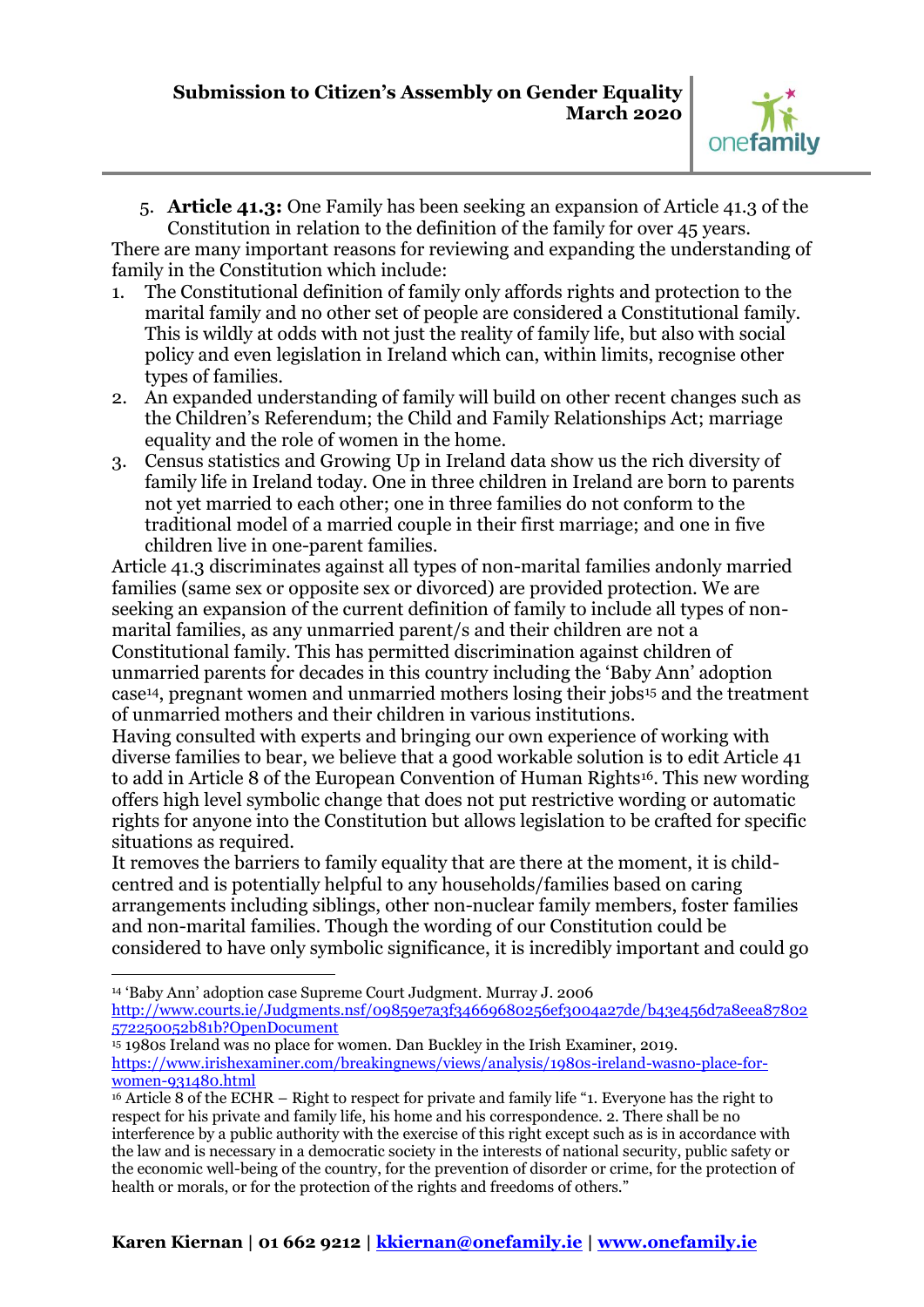5. **Article 41.3:** One Family has been seeking an expansion of Article 41.3 of the Constitution in relation to the definition of the family for over 45 years.

There are many important reasons for reviewing and expanding the understanding of family in the Constitution which include:

1. The Constitutional definition of family only affords rights and protection to the marital family and no other set of people are considered a Constitutional family. This is wildly at odds with not just the reality of family life, but also with social policy and even legislation in Ireland which can, within limits, recognise other types of families.
2. An expanded understanding of family will build on other recent changes such as the Children's Referendum; the Child and Family Relationships Act; marriage equality and the role of women in the home.
3. Census statistics and Growing Up in Ireland data show us the rich diversity of family life in Ireland today. One in three children in Ireland are born to parents not yet married to each other; one in three families do not conform to the traditional model of a married couple in their first marriage; and one in five children live in one-parent families.

Article 41.3 discriminates against all types of non-marital families andonly married families (same sex or opposite sex or divorced) are provided protection. We are seeking an expansion of the current definition of family to include all types of non-marital families, as any unmarried parent/s and their children are not a Constitutional family. This has permitted discrimination against children of unmarried parents for decades in this country including the 'Baby Ann' adoption case[14], pregnant women and unmarried mothers losing their jobs[15] and the treatment of unmarried mothers and their children in various institutions.

Having consulted with experts and bringing our own experience of working with diverse families to bear, we believe that a good workable solution is to edit Article 41 to add in Article 8 of the European Convention of Human Rights[16]. This new wording offers high level symbolic change that does not put restrictive wording or automatic rights for anyone into the Constitution but allows legislation to be crafted for specific situations as required.

It removes the barriers to family equality that are there at the moment, it is child-centred and is potentially helpful to any households/families based on caring arrangements including siblings, other non-nuclear family members, foster families and non-marital families. Though the wording of our Constitution could be considered to have only symbolic significance, it is incredibly important and could go

---

[14] 'Baby Ann' adoption case Supreme Court Judgment. Murray J. 2006 http://www.courts.ie/Judgments.nsf/09859e7a3f34669680256ef3004a27de/b43e456d7a8eea87802572250052b81b?OpenDocument

[15] 1980s Ireland was no place for women. Dan Buckley in the Irish Examiner, 2019. https://www.irishexaminer.com/breakingnews/views/analysis/1980s-ireland-wasno-place-for-women-931480.html

[16] Article 8 of the ECHR – Right to respect for private and family life "1. Everyone has the right to respect for his private and family life, his home and his correspondence. 2. There shall be no interference by a public authority with the exercise of this right except such as is in accordance with the law and is necessary in a democratic society in the interests of national security, public safety or the economic well-being of the country, for the prevention of disorder or crime, for the protection of health or morals, or for the protection of the rights and freedoms of others."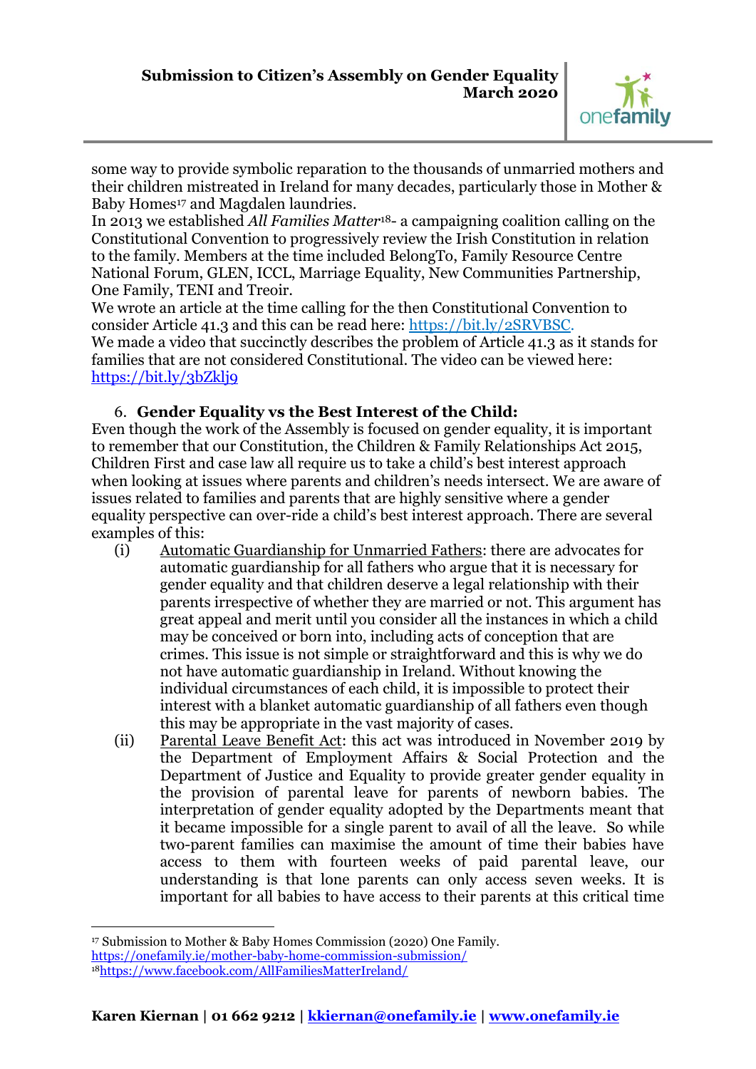some way to provide symbolic reparation to the thousands of unmarried mothers and their children mistreated in Ireland for many decades, particularly those in Mother & Baby Homes[17] and Magdalen laundries.

In 2013 we established *All Families Matter*[18]- a campaigning coalition calling on the Constitutional Convention to progressively review the Irish Constitution in relation to the family. Members at the time included BelongTo, Family Resource Centre National Forum, GLEN, ICCL, Marriage Equality, New Communities Partnership, One Family, TENI and Treoir.

We wrote an article at the time calling for the then Constitutional Convention to consider Article 41.3 and this can be read here: https://bit.ly/2SRVBSC.

We made a video that succinctly describes the problem of Article 41.3 as it stands for families that are not considered Constitutional. The video can be viewed here: https://bit.ly/3bZklj9

6. **Gender Equality vs the Best Interest of the Child:**

Even though the work of the Assembly is focused on gender equality, it is important to remember that our Constitution, the Children & Family Relationships Act 2015, Children First and case law all require us to take a child's best interest approach when looking at issues where parents and children's needs intersect. We are aware of issues related to families and parents that are highly sensitive where a gender equality perspective can over-ride a child's best interest approach. There are several examples of this:

(i) Automatic Guardianship for Unmarried Fathers: there are advocates for automatic guardianship for all fathers who argue that it is necessary for gender equality and that children deserve a legal relationship with their parents irrespective of whether they are married or not. This argument has great appeal and merit until you consider all the instances in which a child may be conceived or born into, including acts of conception that are crimes. This issue is not simple or straightforward and this is why we do not have automatic guardianship in Ireland. Without knowing the individual circumstances of each child, it is impossible to protect their interest with a blanket automatic guardianship of all fathers even though this may be appropriate in the vast majority of cases.

(ii) Parental Leave Benefit Act: this act was introduced in November 2019 by the Department of Employment Affairs & Social Protection and the Department of Justice and Equality to provide greater gender equality in the provision of parental leave for parents of newborn babies. The interpretation of gender equality adopted by the Departments meant that it became impossible for a single parent to avail of all the leave. So while two-parent families can maximise the amount of time their babies have access to them with fourteen weeks of paid parental leave, our understanding is that lone parents can only access seven weeks. It is important for all babies to have access to their parents at this critical time

---

[17] Submission to Mother & Baby Homes Commission (2020) One Family. https://onefamily.ie/mother-baby-home-commission-submission/

[18] https://www.facebook.com/AllFamiliesMatterIreland/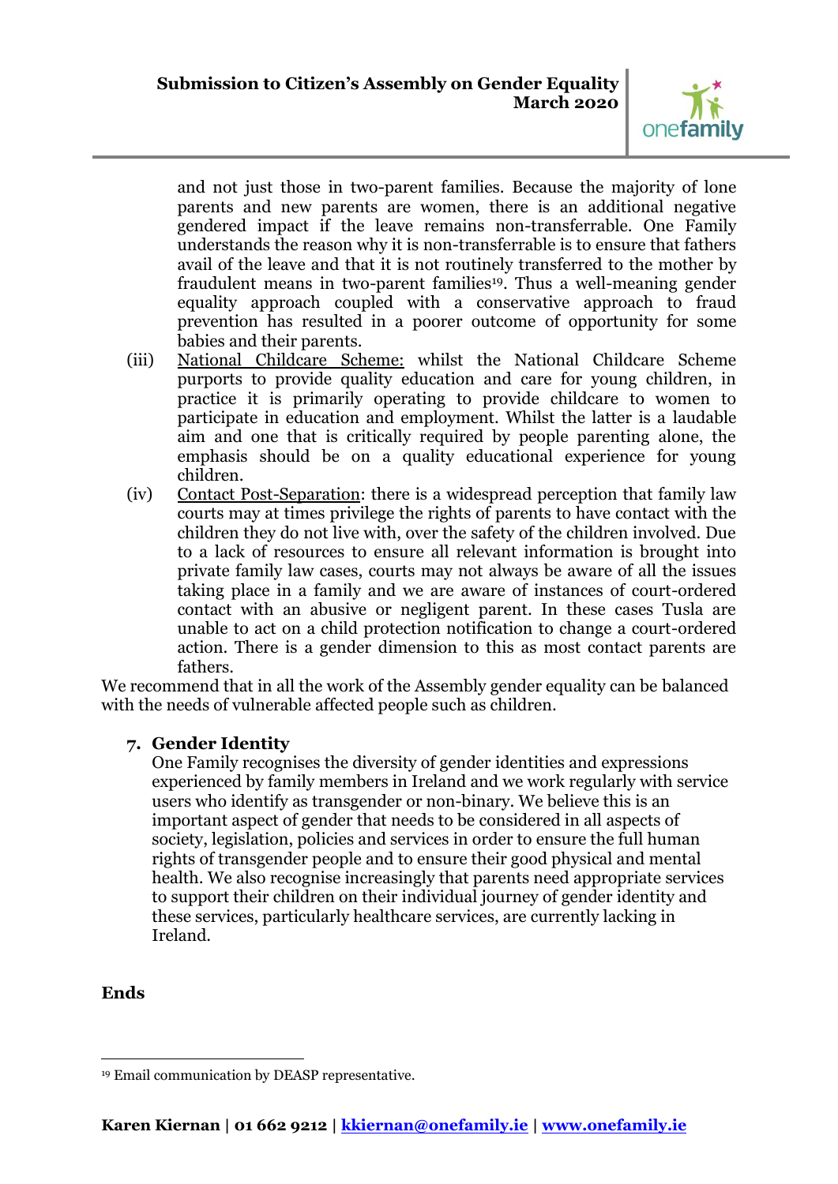and not just those in two-parent families. Because the majority of lone parents and new parents are women, there is an additional negative gendered impact if the leave remains non-transferrable. One Family understands the reason why it is non-transferrable is to ensure that fathers avail of the leave and that it is not routinely transferred to the mother by fraudulent means in two-parent families[19]. Thus a well-meaning gender equality approach coupled with a conservative approach to fraud prevention has resulted in a poorer outcome of opportunity for some babies and their parents.

(iii) National Childcare Scheme: whilst the National Childcare Scheme purports to provide quality education and care for young children, in practice it is primarily operating to provide childcare to women to participate in education and employment. Whilst the latter is a laudable aim and one that is critically required by people parenting alone, the emphasis should be on a quality educational experience for young children.

(iv) Contact Post-Separation: there is a widespread perception that family law courts may at times privilege the rights of parents to have contact with the children they do not live with, over the safety of the children involved. Due to a lack of resources to ensure all relevant information is brought into private family law cases, courts may not always be aware of all the issues taking place in a family and we are aware of instances of court-ordered contact with an abusive or negligent parent. In these cases Tusla are unable to act on a child protection notification to change a court-ordered action. There is a gender dimension to this as most contact parents are fathers.

We recommend that in all the work of the Assembly gender equality can be balanced with the needs of vulnerable affected people such as children.

## 7. Gender Identity

One Family recognises the diversity of gender identities and expressions experienced by family members in Ireland and we work regularly with service users who identify as transgender or non-binary. We believe this is an important aspect of gender that needs to be considered in all aspects of society, legislation, policies and services in order to ensure the full human rights of transgender people and to ensure their good physical and mental health. We also recognise increasingly that parents need appropriate services to support their children on their individual journey of gender identity and these services, particularly healthcare services, are currently lacking in Ireland.

**Ends**

[19] Email communication by DEASP representative.